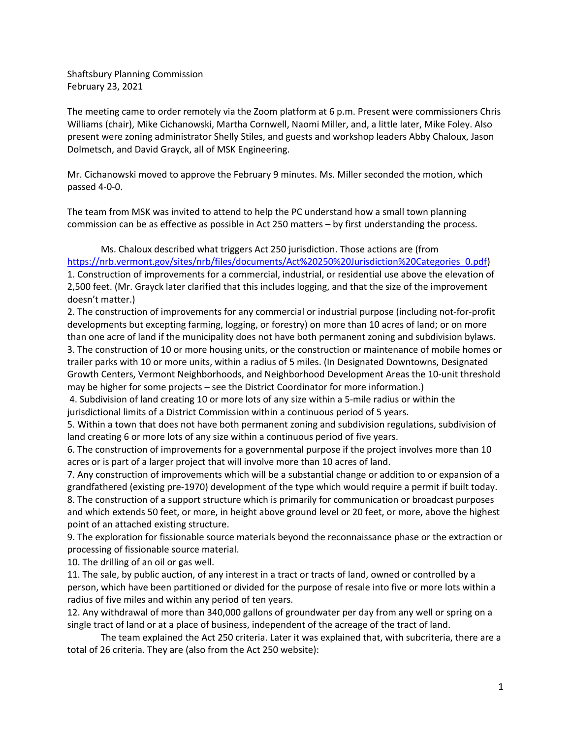Shaftsbury Planning Commission
February 23, 2021

The meeting came to order remotely via the Zoom platform at 6 p.m. Present were commissioners Chris Williams (chair), Mike Cichanowski, Martha Cornwell, Naomi Miller, and, a little later, Mike Foley. Also present were zoning administrator Shelly Stiles, and guests and workshop leaders Abby Chaloux, Jason Dolmetsch, and David Grayck, all of MSK Engineering.

Mr. Cichanowski moved to approve the February 9 minutes. Ms. Miller seconded the motion, which passed 4-0-0.

The team from MSK was invited to attend to help the PC understand how a small town planning commission can be as effective as possible in Act 250 matters – by first understanding the process.

Ms. Chaloux described what triggers Act 250 jurisdiction. Those actions are (from [https://nrb.vermont.gov/sites/nrb/files/documents/Act%20250%20Jurisdiction%20Categories_0.pdf](https://nrb.vermont.gov/sites/nrb/files/documents/Act%20250%20Jurisdiction%20Categories_0.pdf))

1. Construction of improvements for a commercial, industrial, or residential use above the elevation of 2,500 feet. (Mr. Grayck later clarified that this includes logging, and that the size of the improvement doesn't matter.)
2. The construction of improvements for any commercial or industrial purpose (including not-for-profit developments but excepting farming, logging, or forestry) on more than 10 acres of land; or on more than one acre of land if the municipality does not have both permanent zoning and subdivision bylaws.
3. The construction of 10 or more housing units, or the construction or maintenance of mobile homes or trailer parks with 10 or more units, within a radius of 5 miles. (In Designated Downtowns, Designated Growth Centers, Vermont Neighborhoods, and Neighborhood Development Areas the 10-unit threshold may be higher for some projects – see the District Coordinator for more information.)
4. Subdivision of land creating 10 or more lots of any size within a 5-mile radius or within the jurisdictional limits of a District Commission within a continuous period of 5 years.
5. Within a town that does not have both permanent zoning and subdivision regulations, subdivision of land creating 6 or more lots of any size within a continuous period of five years.
6. The construction of improvements for a governmental purpose if the project involves more than 10 acres or is part of a larger project that will involve more than 10 acres of land.
7. Any construction of improvements which will be a substantial change or addition to or expansion of a grandfathered (existing pre-1970) development of the type which would require a permit if built today.
8. The construction of a support structure which is primarily for communication or broadcast purposes and which extends 50 feet, or more, in height above ground level or 20 feet, or more, above the highest point of an attached existing structure.
9. The exploration for fissionable source materials beyond the reconnaissance phase or the extraction or processing of fissionable source material.
10. The drilling of an oil or gas well.
11. The sale, by public auction, of any interest in a tract or tracts of land, owned or controlled by a person, which have been partitioned or divided for the purpose of resale into five or more lots within a radius of five miles and within any period of ten years.
12. Any withdrawal of more than 340,000 gallons of groundwater per day from any well or spring on a single tract of land or at a place of business, independent of the acreage of the tract of land.

The team explained the Act 250 criteria. Later it was explained that, with subcriteria, there are a total of 26 criteria. They are (also from the Act 250 website):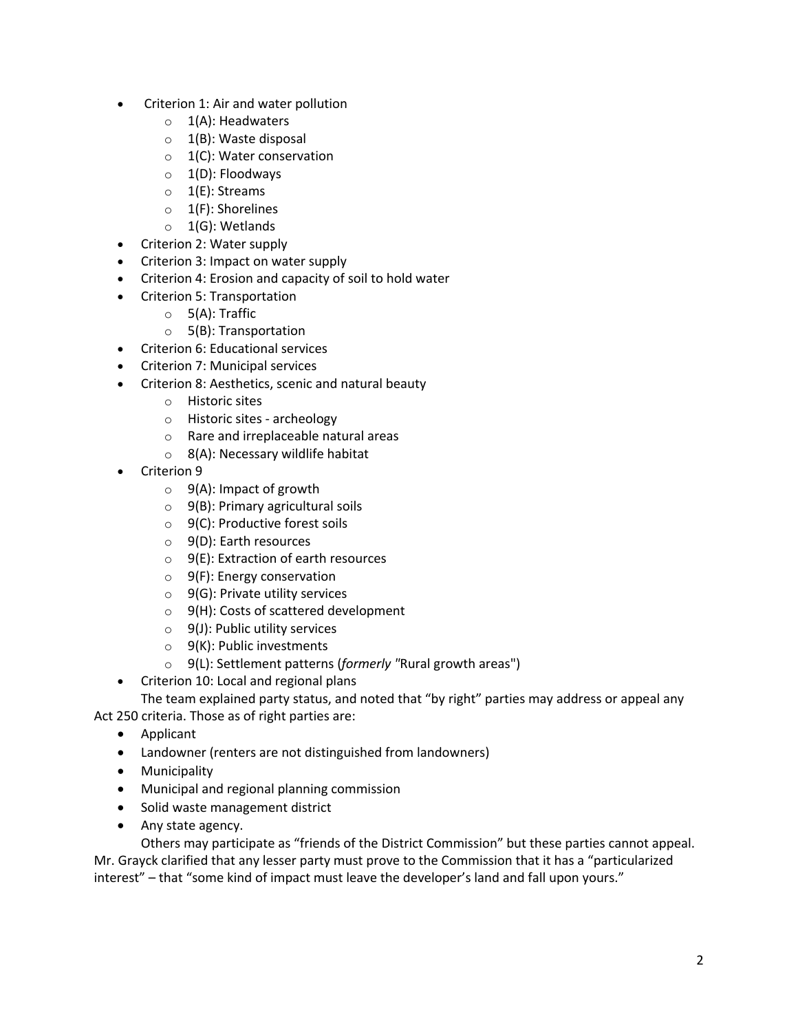- Criterion 1: Air and water pollution
  - 1(A): Headwaters
  - 1(B): Waste disposal
  - 1(C): Water conservation
  - 1(D): Floodways
  - 1(E): Streams
  - 1(F): Shorelines
  - 1(G): Wetlands
- Criterion 2: Water supply
- Criterion 3: Impact on water supply
- Criterion 4: Erosion and capacity of soil to hold water
- Criterion 5: Transportation
  - 5(A): Traffic
  - 5(B): Transportation
- Criterion 6: Educational services
- Criterion 7: Municipal services
- Criterion 8: Aesthetics, scenic and natural beauty
  - Historic sites
  - Historic sites - archeology
  - Rare and irreplaceable natural areas
  - 8(A): Necessary wildlife habitat
- Criterion 9
  - 9(A): Impact of growth
  - 9(B): Primary agricultural soils
  - 9(C): Productive forest soils
  - 9(D): Earth resources
  - 9(E): Extraction of earth resources
  - 9(F): Energy conservation
  - 9(G): Private utility services
  - 9(H): Costs of scattered development
  - 9(J): Public utility services
  - 9(K): Public investments
  - 9(L): Settlement patterns (*formerly* "Rural growth areas")
- Criterion 10: Local and regional plans

The team explained party status, and noted that "by right" parties may address or appeal any Act 250 criteria. Those as of right parties are:

- Applicant
- Landowner (renters are not distinguished from landowners)
- Municipality
- Municipal and regional planning commission
- Solid waste management district
- Any state agency.

Others may participate as "friends of the District Commission" but these parties cannot appeal. Mr. Grayck clarified that any lesser party must prove to the Commission that it has a "particularized interest" – that "some kind of impact must leave the developer's land and fall upon yours."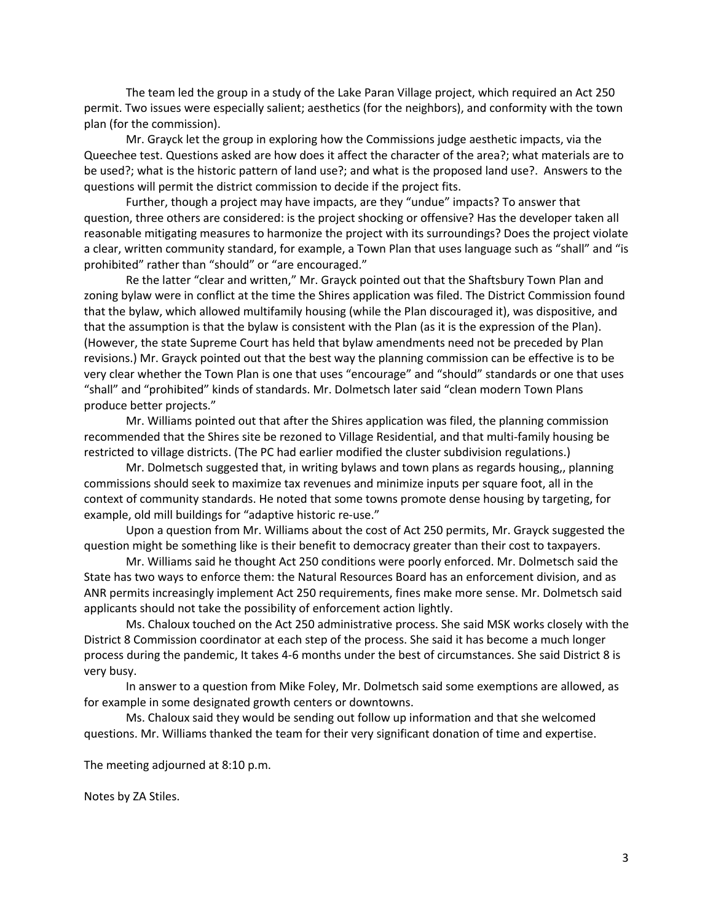The team led the group in a study of the Lake Paran Village project, which required an Act 250 permit. Two issues were especially salient; aesthetics (for the neighbors), and conformity with the town plan (for the commission).

Mr. Grayck let the group in exploring how the Commissions judge aesthetic impacts, via the Queechee test. Questions asked are how does it affect the character of the area?; what materials are to be used?; what is the historic pattern of land use?; and what is the proposed land use?. Answers to the questions will permit the district commission to decide if the project fits.

Further, though a project may have impacts, are they "undue" impacts? To answer that question, three others are considered: is the project shocking or offensive? Has the developer taken all reasonable mitigating measures to harmonize the project with its surroundings? Does the project violate a clear, written community standard, for example, a Town Plan that uses language such as "shall" and "is prohibited" rather than "should" or "are encouraged."

Re the latter "clear and written," Mr. Grayck pointed out that the Shaftsbury Town Plan and zoning bylaw were in conflict at the time the Shires application was filed. The District Commission found that the bylaw, which allowed multifamily housing (while the Plan discouraged it), was dispositive, and that the assumption is that the bylaw is consistent with the Plan (as it is the expression of the Plan). (However, the state Supreme Court has held that bylaw amendments need not be preceded by Plan revisions.) Mr. Grayck pointed out that the best way the planning commission can be effective is to be very clear whether the Town Plan is one that uses "encourage" and "should" standards or one that uses "shall" and "prohibited" kinds of standards. Mr. Dolmetsch later said "clean modern Town Plans produce better projects."

Mr. Williams pointed out that after the Shires application was filed, the planning commission recommended that the Shires site be rezoned to Village Residential, and that multi-family housing be restricted to village districts. (The PC had earlier modified the cluster subdivision regulations.)

Mr. Dolmetsch suggested that, in writing bylaws and town plans as regards housing,, planning commissions should seek to maximize tax revenues and minimize inputs per square foot, all in the context of community standards. He noted that some towns promote dense housing by targeting, for example, old mill buildings for "adaptive historic re-use."

Upon a question from Mr. Williams about the cost of Act 250 permits, Mr. Grayck suggested the question might be something like is their benefit to democracy greater than their cost to taxpayers.

Mr. Williams said he thought Act 250 conditions were poorly enforced. Mr. Dolmetsch said the State has two ways to enforce them: the Natural Resources Board has an enforcement division, and as ANR permits increasingly implement Act 250 requirements, fines make more sense. Mr. Dolmetsch said applicants should not take the possibility of enforcement action lightly.

Ms. Chaloux touched on the Act 250 administrative process. She said MSK works closely with the District 8 Commission coordinator at each step of the process. She said it has become a much longer process during the pandemic, It takes 4-6 months under the best of circumstances. She said District 8 is very busy.

In answer to a question from Mike Foley, Mr. Dolmetsch said some exemptions are allowed, as for example in some designated growth centers or downtowns.

Ms. Chaloux said they would be sending out follow up information and that she welcomed questions. Mr. Williams thanked the team for their very significant donation of time and expertise.

The meeting adjourned at 8:10 p.m.

Notes by ZA Stiles.